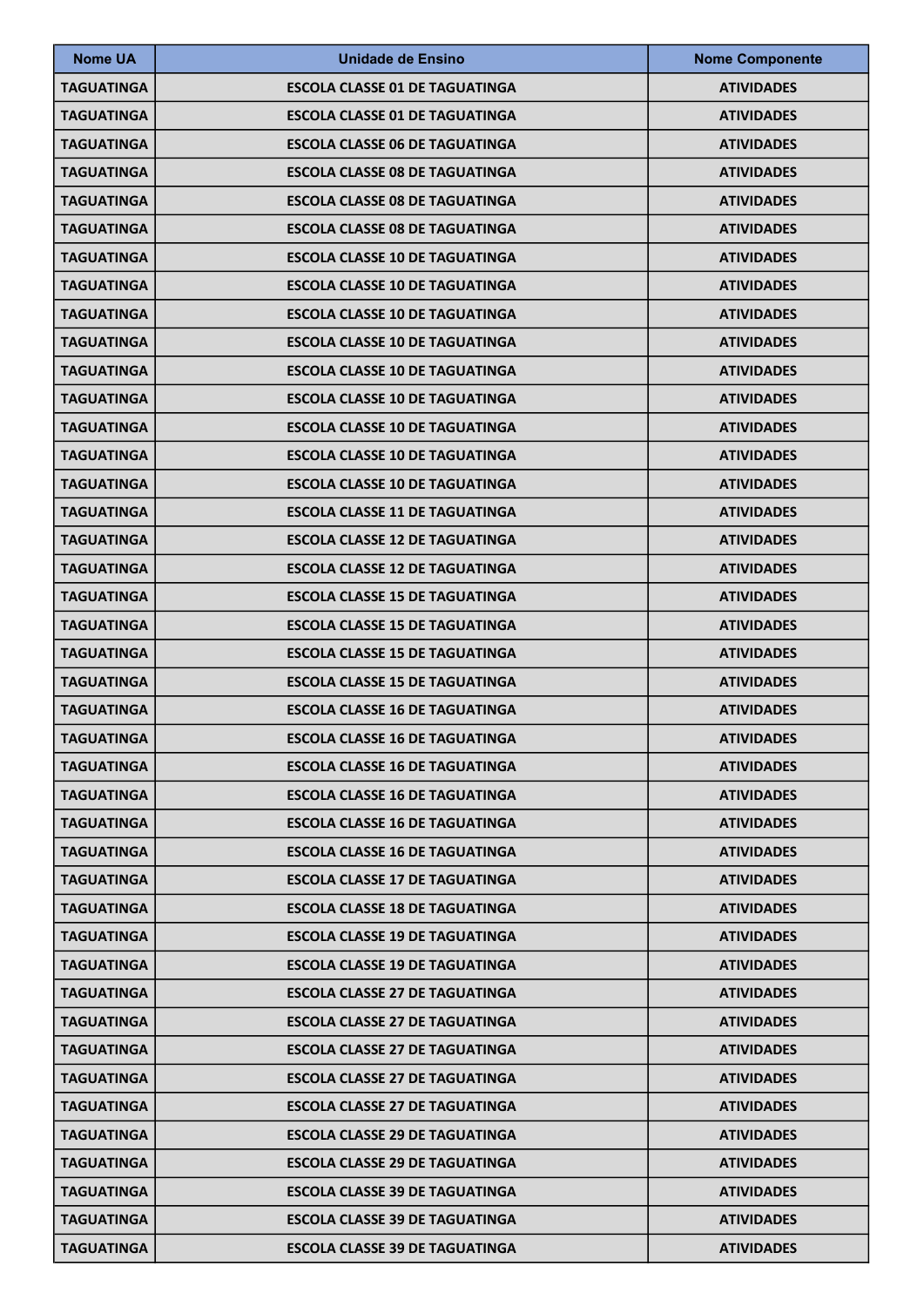| Nome UA | Unidade de Ensino | Nome Componente |
|---|---|---|
| TAGUATINGA | ESCOLA CLASSE 01 DE TAGUATINGA | ATIVIDADES |
| TAGUATINGA | ESCOLA CLASSE 01 DE TAGUATINGA | ATIVIDADES |
| TAGUATINGA | ESCOLA CLASSE 06 DE TAGUATINGA | ATIVIDADES |
| TAGUATINGA | ESCOLA CLASSE 08 DE TAGUATINGA | ATIVIDADES |
| TAGUATINGA | ESCOLA CLASSE 08 DE TAGUATINGA | ATIVIDADES |
| TAGUATINGA | ESCOLA CLASSE 08 DE TAGUATINGA | ATIVIDADES |
| TAGUATINGA | ESCOLA CLASSE 10 DE TAGUATINGA | ATIVIDADES |
| TAGUATINGA | ESCOLA CLASSE 10 DE TAGUATINGA | ATIVIDADES |
| TAGUATINGA | ESCOLA CLASSE 10 DE TAGUATINGA | ATIVIDADES |
| TAGUATINGA | ESCOLA CLASSE 10 DE TAGUATINGA | ATIVIDADES |
| TAGUATINGA | ESCOLA CLASSE 10 DE TAGUATINGA | ATIVIDADES |
| TAGUATINGA | ESCOLA CLASSE 10 DE TAGUATINGA | ATIVIDADES |
| TAGUATINGA | ESCOLA CLASSE 10 DE TAGUATINGA | ATIVIDADES |
| TAGUATINGA | ESCOLA CLASSE 10 DE TAGUATINGA | ATIVIDADES |
| TAGUATINGA | ESCOLA CLASSE 10 DE TAGUATINGA | ATIVIDADES |
| TAGUATINGA | ESCOLA CLASSE 11 DE TAGUATINGA | ATIVIDADES |
| TAGUATINGA | ESCOLA CLASSE 12 DE TAGUATINGA | ATIVIDADES |
| TAGUATINGA | ESCOLA CLASSE 12 DE TAGUATINGA | ATIVIDADES |
| TAGUATINGA | ESCOLA CLASSE 15 DE TAGUATINGA | ATIVIDADES |
| TAGUATINGA | ESCOLA CLASSE 15 DE TAGUATINGA | ATIVIDADES |
| TAGUATINGA | ESCOLA CLASSE 15 DE TAGUATINGA | ATIVIDADES |
| TAGUATINGA | ESCOLA CLASSE 15 DE TAGUATINGA | ATIVIDADES |
| TAGUATINGA | ESCOLA CLASSE 16 DE TAGUATINGA | ATIVIDADES |
| TAGUATINGA | ESCOLA CLASSE 16 DE TAGUATINGA | ATIVIDADES |
| TAGUATINGA | ESCOLA CLASSE 16 DE TAGUATINGA | ATIVIDADES |
| TAGUATINGA | ESCOLA CLASSE 16 DE TAGUATINGA | ATIVIDADES |
| TAGUATINGA | ESCOLA CLASSE 16 DE TAGUATINGA | ATIVIDADES |
| TAGUATINGA | ESCOLA CLASSE 16 DE TAGUATINGA | ATIVIDADES |
| TAGUATINGA | ESCOLA CLASSE 17 DE TAGUATINGA | ATIVIDADES |
| TAGUATINGA | ESCOLA CLASSE 18 DE TAGUATINGA | ATIVIDADES |
| TAGUATINGA | ESCOLA CLASSE 19 DE TAGUATINGA | ATIVIDADES |
| TAGUATINGA | ESCOLA CLASSE 19 DE TAGUATINGA | ATIVIDADES |
| TAGUATINGA | ESCOLA CLASSE 27 DE TAGUATINGA | ATIVIDADES |
| TAGUATINGA | ESCOLA CLASSE 27 DE TAGUATINGA | ATIVIDADES |
| TAGUATINGA | ESCOLA CLASSE 27 DE TAGUATINGA | ATIVIDADES |
| TAGUATINGA | ESCOLA CLASSE 27 DE TAGUATINGA | ATIVIDADES |
| TAGUATINGA | ESCOLA CLASSE 27 DE TAGUATINGA | ATIVIDADES |
| TAGUATINGA | ESCOLA CLASSE 29 DE TAGUATINGA | ATIVIDADES |
| TAGUATINGA | ESCOLA CLASSE 29 DE TAGUATINGA | ATIVIDADES |
| TAGUATINGA | ESCOLA CLASSE 39 DE TAGUATINGA | ATIVIDADES |
| TAGUATINGA | ESCOLA CLASSE 39 DE TAGUATINGA | ATIVIDADES |
| TAGUATINGA | ESCOLA CLASSE 39 DE TAGUATINGA | ATIVIDADES |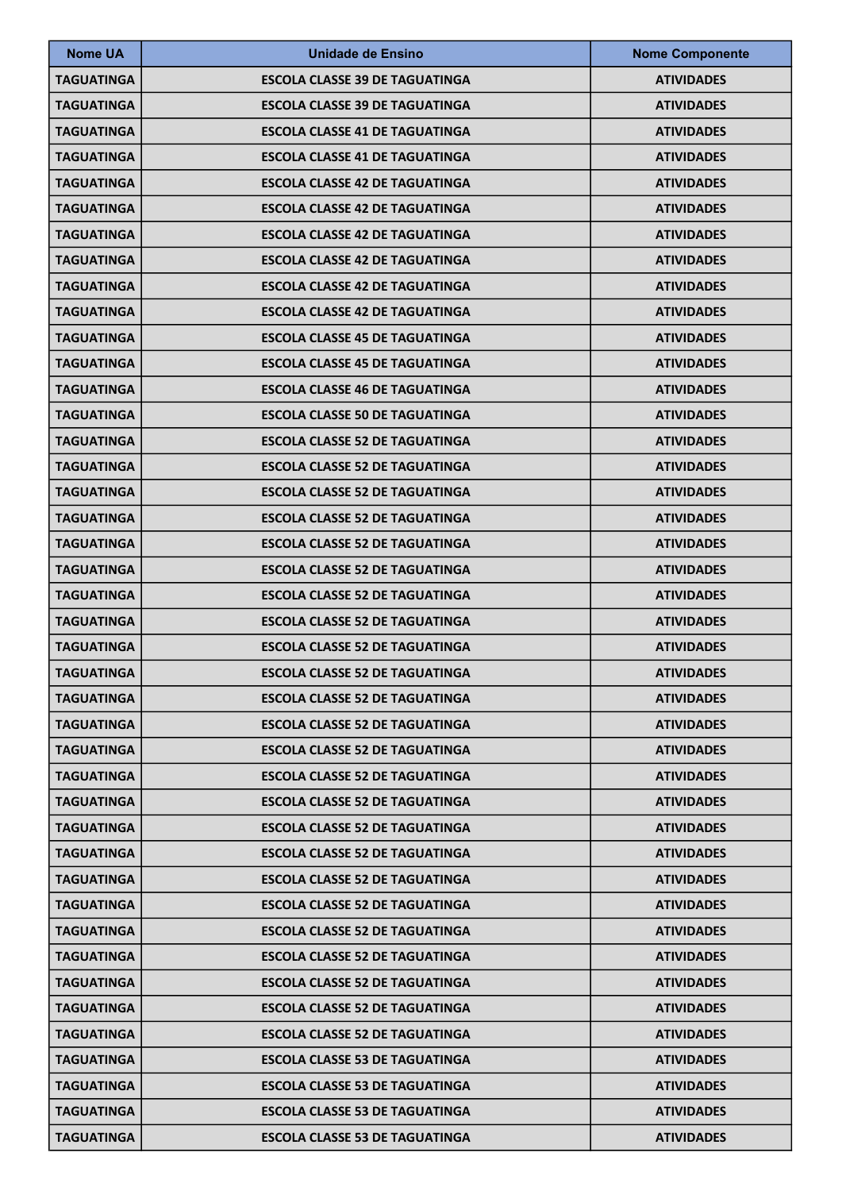| Nome UA | Unidade de Ensino | Nome Componente |
| --- | --- | --- |
| TAGUATINGA | ESCOLA CLASSE 39 DE TAGUATINGA | ATIVIDADES |
| TAGUATINGA | ESCOLA CLASSE 39 DE TAGUATINGA | ATIVIDADES |
| TAGUATINGA | ESCOLA CLASSE 41 DE TAGUATINGA | ATIVIDADES |
| TAGUATINGA | ESCOLA CLASSE 41 DE TAGUATINGA | ATIVIDADES |
| TAGUATINGA | ESCOLA CLASSE 42 DE TAGUATINGA | ATIVIDADES |
| TAGUATINGA | ESCOLA CLASSE 42 DE TAGUATINGA | ATIVIDADES |
| TAGUATINGA | ESCOLA CLASSE 42 DE TAGUATINGA | ATIVIDADES |
| TAGUATINGA | ESCOLA CLASSE 42 DE TAGUATINGA | ATIVIDADES |
| TAGUATINGA | ESCOLA CLASSE 42 DE TAGUATINGA | ATIVIDADES |
| TAGUATINGA | ESCOLA CLASSE 42 DE TAGUATINGA | ATIVIDADES |
| TAGUATINGA | ESCOLA CLASSE 45 DE TAGUATINGA | ATIVIDADES |
| TAGUATINGA | ESCOLA CLASSE 45 DE TAGUATINGA | ATIVIDADES |
| TAGUATINGA | ESCOLA CLASSE 46 DE TAGUATINGA | ATIVIDADES |
| TAGUATINGA | ESCOLA CLASSE 50 DE TAGUATINGA | ATIVIDADES |
| TAGUATINGA | ESCOLA CLASSE 52 DE TAGUATINGA | ATIVIDADES |
| TAGUATINGA | ESCOLA CLASSE 52 DE TAGUATINGA | ATIVIDADES |
| TAGUATINGA | ESCOLA CLASSE 52 DE TAGUATINGA | ATIVIDADES |
| TAGUATINGA | ESCOLA CLASSE 52 DE TAGUATINGA | ATIVIDADES |
| TAGUATINGA | ESCOLA CLASSE 52 DE TAGUATINGA | ATIVIDADES |
| TAGUATINGA | ESCOLA CLASSE 52 DE TAGUATINGA | ATIVIDADES |
| TAGUATINGA | ESCOLA CLASSE 52 DE TAGUATINGA | ATIVIDADES |
| TAGUATINGA | ESCOLA CLASSE 52 DE TAGUATINGA | ATIVIDADES |
| TAGUATINGA | ESCOLA CLASSE 52 DE TAGUATINGA | ATIVIDADES |
| TAGUATINGA | ESCOLA CLASSE 52 DE TAGUATINGA | ATIVIDADES |
| TAGUATINGA | ESCOLA CLASSE 52 DE TAGUATINGA | ATIVIDADES |
| TAGUATINGA | ESCOLA CLASSE 52 DE TAGUATINGA | ATIVIDADES |
| TAGUATINGA | ESCOLA CLASSE 52 DE TAGUATINGA | ATIVIDADES |
| TAGUATINGA | ESCOLA CLASSE 52 DE TAGUATINGA | ATIVIDADES |
| TAGUATINGA | ESCOLA CLASSE 52 DE TAGUATINGA | ATIVIDADES |
| TAGUATINGA | ESCOLA CLASSE 52 DE TAGUATINGA | ATIVIDADES |
| TAGUATINGA | ESCOLA CLASSE 52 DE TAGUATINGA | ATIVIDADES |
| TAGUATINGA | ESCOLA CLASSE 52 DE TAGUATINGA | ATIVIDADES |
| TAGUATINGA | ESCOLA CLASSE 52 DE TAGUATINGA | ATIVIDADES |
| TAGUATINGA | ESCOLA CLASSE 52 DE TAGUATINGA | ATIVIDADES |
| TAGUATINGA | ESCOLA CLASSE 52 DE TAGUATINGA | ATIVIDADES |
| TAGUATINGA | ESCOLA CLASSE 52 DE TAGUATINGA | ATIVIDADES |
| TAGUATINGA | ESCOLA CLASSE 52 DE TAGUATINGA | ATIVIDADES |
| TAGUATINGA | ESCOLA CLASSE 52 DE TAGUATINGA | ATIVIDADES |
| TAGUATINGA | ESCOLA CLASSE 53 DE TAGUATINGA | ATIVIDADES |
| TAGUATINGA | ESCOLA CLASSE 53 DE TAGUATINGA | ATIVIDADES |
| TAGUATINGA | ESCOLA CLASSE 53 DE TAGUATINGA | ATIVIDADES |
| TAGUATINGA | ESCOLA CLASSE 53 DE TAGUATINGA | ATIVIDADES |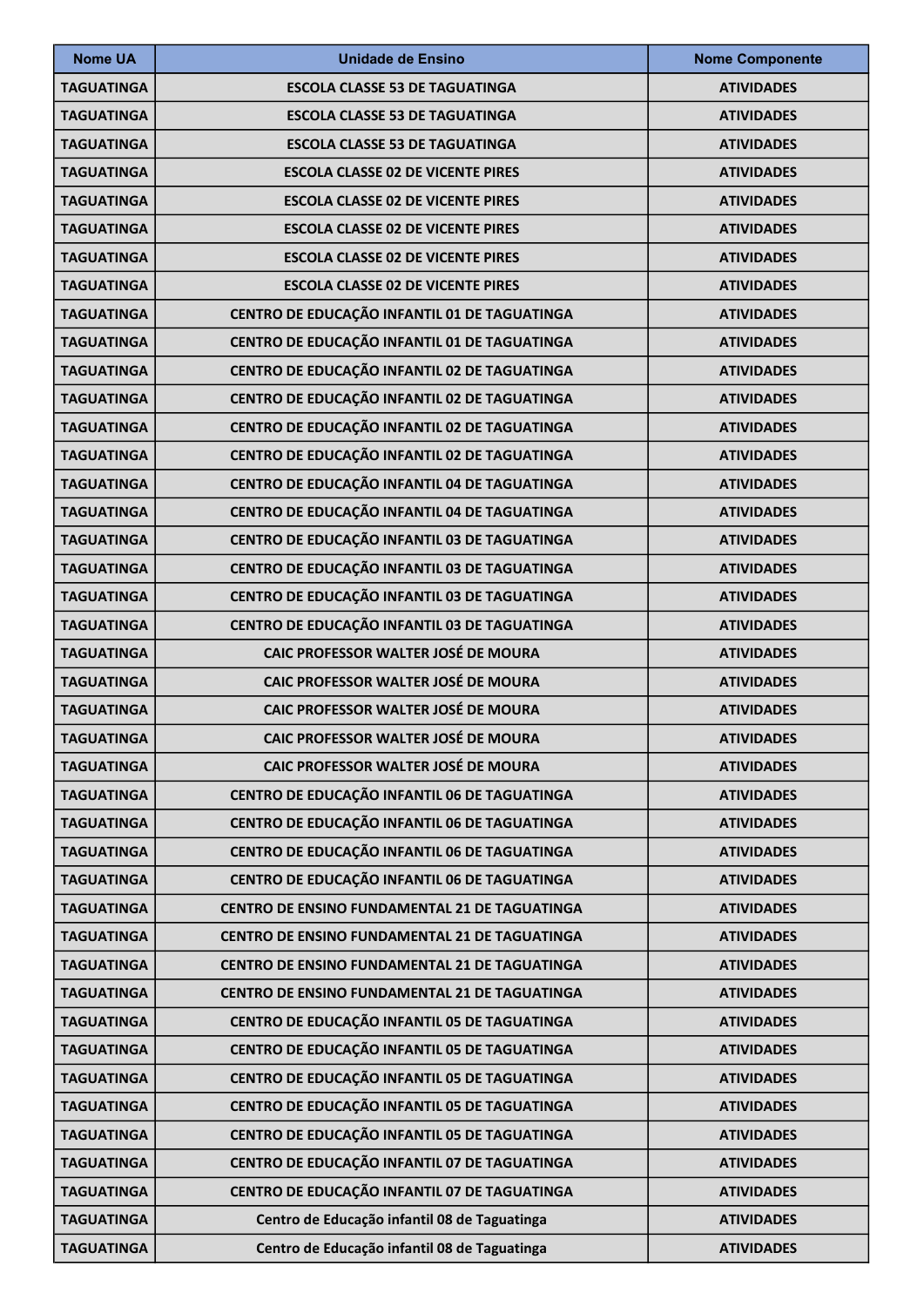| Nome UA | Unidade de Ensino | Nome Componente |
| --- | --- | --- |
| TAGUATINGA | ESCOLA CLASSE 53 DE TAGUATINGA | ATIVIDADES |
| TAGUATINGA | ESCOLA CLASSE 53 DE TAGUATINGA | ATIVIDADES |
| TAGUATINGA | ESCOLA CLASSE 53 DE TAGUATINGA | ATIVIDADES |
| TAGUATINGA | ESCOLA CLASSE 02 DE VICENTE PIRES | ATIVIDADES |
| TAGUATINGA | ESCOLA CLASSE 02 DE VICENTE PIRES | ATIVIDADES |
| TAGUATINGA | ESCOLA CLASSE 02 DE VICENTE PIRES | ATIVIDADES |
| TAGUATINGA | ESCOLA CLASSE 02 DE VICENTE PIRES | ATIVIDADES |
| TAGUATINGA | ESCOLA CLASSE 02 DE VICENTE PIRES | ATIVIDADES |
| TAGUATINGA | CENTRO DE EDUCAÇÃO INFANTIL 01 DE TAGUATINGA | ATIVIDADES |
| TAGUATINGA | CENTRO DE EDUCAÇÃO INFANTIL 01 DE TAGUATINGA | ATIVIDADES |
| TAGUATINGA | CENTRO DE EDUCAÇÃO INFANTIL 02 DE TAGUATINGA | ATIVIDADES |
| TAGUATINGA | CENTRO DE EDUCAÇÃO INFANTIL 02 DE TAGUATINGA | ATIVIDADES |
| TAGUATINGA | CENTRO DE EDUCAÇÃO INFANTIL 02 DE TAGUATINGA | ATIVIDADES |
| TAGUATINGA | CENTRO DE EDUCAÇÃO INFANTIL 02 DE TAGUATINGA | ATIVIDADES |
| TAGUATINGA | CENTRO DE EDUCAÇÃO INFANTIL 04 DE TAGUATINGA | ATIVIDADES |
| TAGUATINGA | CENTRO DE EDUCAÇÃO INFANTIL 04 DE TAGUATINGA | ATIVIDADES |
| TAGUATINGA | CENTRO DE EDUCAÇÃO INFANTIL 03 DE TAGUATINGA | ATIVIDADES |
| TAGUATINGA | CENTRO DE EDUCAÇÃO INFANTIL 03 DE TAGUATINGA | ATIVIDADES |
| TAGUATINGA | CENTRO DE EDUCAÇÃO INFANTIL 03 DE TAGUATINGA | ATIVIDADES |
| TAGUATINGA | CENTRO DE EDUCAÇÃO INFANTIL 03 DE TAGUATINGA | ATIVIDADES |
| TAGUATINGA | CAIC PROFESSOR WALTER JOSÉ DE MOURA | ATIVIDADES |
| TAGUATINGA | CAIC PROFESSOR WALTER JOSÉ DE MOURA | ATIVIDADES |
| TAGUATINGA | CAIC PROFESSOR WALTER JOSÉ DE MOURA | ATIVIDADES |
| TAGUATINGA | CAIC PROFESSOR WALTER JOSÉ DE MOURA | ATIVIDADES |
| TAGUATINGA | CAIC PROFESSOR WALTER JOSÉ DE MOURA | ATIVIDADES |
| TAGUATINGA | CENTRO DE EDUCAÇÃO INFANTIL 06 DE TAGUATINGA | ATIVIDADES |
| TAGUATINGA | CENTRO DE EDUCAÇÃO INFANTIL 06 DE TAGUATINGA | ATIVIDADES |
| TAGUATINGA | CENTRO DE EDUCAÇÃO INFANTIL 06 DE TAGUATINGA | ATIVIDADES |
| TAGUATINGA | CENTRO DE EDUCAÇÃO INFANTIL 06 DE TAGUATINGA | ATIVIDADES |
| TAGUATINGA | CENTRO DE ENSINO FUNDAMENTAL 21 DE TAGUATINGA | ATIVIDADES |
| TAGUATINGA | CENTRO DE ENSINO FUNDAMENTAL 21 DE TAGUATINGA | ATIVIDADES |
| TAGUATINGA | CENTRO DE ENSINO FUNDAMENTAL 21 DE TAGUATINGA | ATIVIDADES |
| TAGUATINGA | CENTRO DE ENSINO FUNDAMENTAL 21 DE TAGUATINGA | ATIVIDADES |
| TAGUATINGA | CENTRO DE EDUCAÇÃO INFANTIL 05 DE TAGUATINGA | ATIVIDADES |
| TAGUATINGA | CENTRO DE EDUCAÇÃO INFANTIL 05 DE TAGUATINGA | ATIVIDADES |
| TAGUATINGA | CENTRO DE EDUCAÇÃO INFANTIL 05 DE TAGUATINGA | ATIVIDADES |
| TAGUATINGA | CENTRO DE EDUCAÇÃO INFANTIL 05 DE TAGUATINGA | ATIVIDADES |
| TAGUATINGA | CENTRO DE EDUCAÇÃO INFANTIL 05 DE TAGUATINGA | ATIVIDADES |
| TAGUATINGA | CENTRO DE EDUCAÇÃO INFANTIL 07 DE TAGUATINGA | ATIVIDADES |
| TAGUATINGA | CENTRO DE EDUCAÇÃO INFANTIL 07 DE TAGUATINGA | ATIVIDADES |
| TAGUATINGA | Centro de Educação infantil 08 de Taguatinga | ATIVIDADES |
| TAGUATINGA | Centro de Educação infantil 08 de Taguatinga | ATIVIDADES |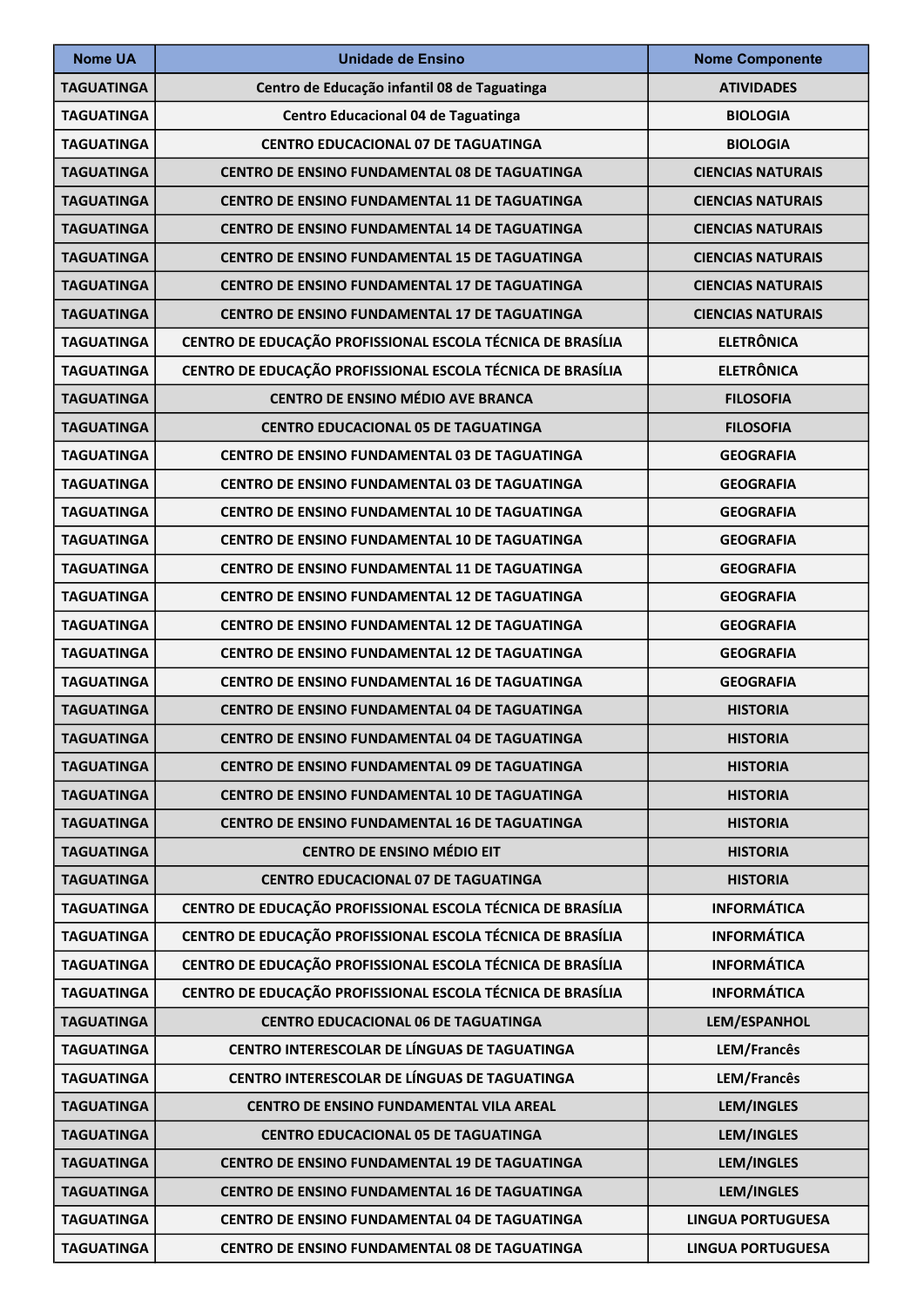| Nome UA | Unidade de Ensino | Nome Componente |
| --- | --- | --- |
| TAGUATINGA | Centro de Educação infantil 08 de Taguatinga | ATIVIDADES |
| TAGUATINGA | Centro Educacional 04 de Taguatinga | BIOLOGIA |
| TAGUATINGA | CENTRO EDUCACIONAL 07 DE TAGUATINGA | BIOLOGIA |
| TAGUATINGA | CENTRO DE ENSINO FUNDAMENTAL 08 DE TAGUATINGA | CIENCIAS NATURAIS |
| TAGUATINGA | CENTRO DE ENSINO FUNDAMENTAL 11 DE TAGUATINGA | CIENCIAS NATURAIS |
| TAGUATINGA | CENTRO DE ENSINO FUNDAMENTAL 14 DE TAGUATINGA | CIENCIAS NATURAIS |
| TAGUATINGA | CENTRO DE ENSINO FUNDAMENTAL 15 DE TAGUATINGA | CIENCIAS NATURAIS |
| TAGUATINGA | CENTRO DE ENSINO FUNDAMENTAL 17 DE TAGUATINGA | CIENCIAS NATURAIS |
| TAGUATINGA | CENTRO DE ENSINO FUNDAMENTAL 17 DE TAGUATINGA | CIENCIAS NATURAIS |
| TAGUATINGA | CENTRO DE EDUCAÇÃO PROFISSIONAL ESCOLA TÉCNICA DE BRASÍLIA | ELETRÔNICA |
| TAGUATINGA | CENTRO DE EDUCAÇÃO PROFISSIONAL ESCOLA TÉCNICA DE BRASÍLIA | ELETRÔNICA |
| TAGUATINGA | CENTRO DE ENSINO MÉDIO AVE BRANCA | FILOSOFIA |
| TAGUATINGA | CENTRO EDUCACIONAL 05 DE TAGUATINGA | FILOSOFIA |
| TAGUATINGA | CENTRO DE ENSINO FUNDAMENTAL 03 DE TAGUATINGA | GEOGRAFIA |
| TAGUATINGA | CENTRO DE ENSINO FUNDAMENTAL 03 DE TAGUATINGA | GEOGRAFIA |
| TAGUATINGA | CENTRO DE ENSINO FUNDAMENTAL 10 DE TAGUATINGA | GEOGRAFIA |
| TAGUATINGA | CENTRO DE ENSINO FUNDAMENTAL 10 DE TAGUATINGA | GEOGRAFIA |
| TAGUATINGA | CENTRO DE ENSINO FUNDAMENTAL 11 DE TAGUATINGA | GEOGRAFIA |
| TAGUATINGA | CENTRO DE ENSINO FUNDAMENTAL 12 DE TAGUATINGA | GEOGRAFIA |
| TAGUATINGA | CENTRO DE ENSINO FUNDAMENTAL 12 DE TAGUATINGA | GEOGRAFIA |
| TAGUATINGA | CENTRO DE ENSINO FUNDAMENTAL 12 DE TAGUATINGA | GEOGRAFIA |
| TAGUATINGA | CENTRO DE ENSINO FUNDAMENTAL 16 DE TAGUATINGA | GEOGRAFIA |
| TAGUATINGA | CENTRO DE ENSINO FUNDAMENTAL 04 DE TAGUATINGA | HISTORIA |
| TAGUATINGA | CENTRO DE ENSINO FUNDAMENTAL 04 DE TAGUATINGA | HISTORIA |
| TAGUATINGA | CENTRO DE ENSINO FUNDAMENTAL 09 DE TAGUATINGA | HISTORIA |
| TAGUATINGA | CENTRO DE ENSINO FUNDAMENTAL 10 DE TAGUATINGA | HISTORIA |
| TAGUATINGA | CENTRO DE ENSINO FUNDAMENTAL 16 DE TAGUATINGA | HISTORIA |
| TAGUATINGA | CENTRO DE ENSINO MÉDIO EIT | HISTORIA |
| TAGUATINGA | CENTRO EDUCACIONAL 07 DE TAGUATINGA | HISTORIA |
| TAGUATINGA | CENTRO DE EDUCAÇÃO PROFISSIONAL ESCOLA TÉCNICA DE BRASÍLIA | INFORMÁTICA |
| TAGUATINGA | CENTRO DE EDUCAÇÃO PROFISSIONAL ESCOLA TÉCNICA DE BRASÍLIA | INFORMÁTICA |
| TAGUATINGA | CENTRO DE EDUCAÇÃO PROFISSIONAL ESCOLA TÉCNICA DE BRASÍLIA | INFORMÁTICA |
| TAGUATINGA | CENTRO DE EDUCAÇÃO PROFISSIONAL ESCOLA TÉCNICA DE BRASÍLIA | INFORMÁTICA |
| TAGUATINGA | CENTRO EDUCACIONAL 06 DE TAGUATINGA | LEM/ESPANHOL |
| TAGUATINGA | CENTRO INTERESCOLAR DE LÍNGUAS DE TAGUATINGA | LEM/Francês |
| TAGUATINGA | CENTRO INTERESCOLAR DE LÍNGUAS DE TAGUATINGA | LEM/Francês |
| TAGUATINGA | CENTRO DE ENSINO FUNDAMENTAL VILA AREAL | LEM/INGLES |
| TAGUATINGA | CENTRO EDUCACIONAL 05 DE TAGUATINGA | LEM/INGLES |
| TAGUATINGA | CENTRO DE ENSINO FUNDAMENTAL 19 DE TAGUATINGA | LEM/INGLES |
| TAGUATINGA | CENTRO DE ENSINO FUNDAMENTAL 16 DE TAGUATINGA | LEM/INGLES |
| TAGUATINGA | CENTRO DE ENSINO FUNDAMENTAL 04 DE TAGUATINGA | LINGUA PORTUGUESA |
| TAGUATINGA | CENTRO DE ENSINO FUNDAMENTAL 08 DE TAGUATINGA | LINGUA PORTUGUESA |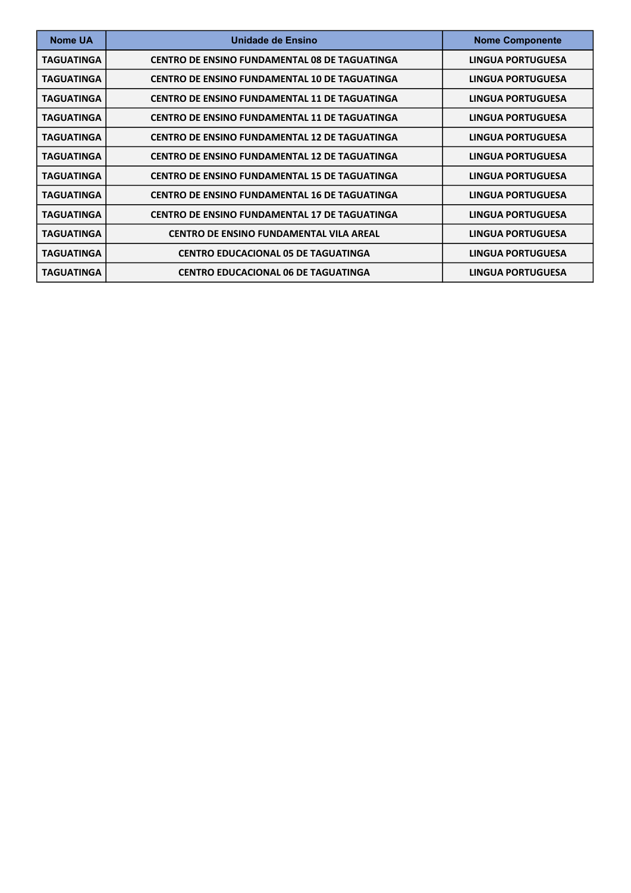| Nome UA | Unidade de Ensino | Nome Componente |
|---|---|---|
| TAGUATINGA | CENTRO DE ENSINO FUNDAMENTAL 08 DE TAGUATINGA | LINGUA PORTUGUESA |
| TAGUATINGA | CENTRO DE ENSINO FUNDAMENTAL 10 DE TAGUATINGA | LINGUA PORTUGUESA |
| TAGUATINGA | CENTRO DE ENSINO FUNDAMENTAL 11 DE TAGUATINGA | LINGUA PORTUGUESA |
| TAGUATINGA | CENTRO DE ENSINO FUNDAMENTAL 11 DE TAGUATINGA | LINGUA PORTUGUESA |
| TAGUATINGA | CENTRO DE ENSINO FUNDAMENTAL 12 DE TAGUATINGA | LINGUA PORTUGUESA |
| TAGUATINGA | CENTRO DE ENSINO FUNDAMENTAL 12 DE TAGUATINGA | LINGUA PORTUGUESA |
| TAGUATINGA | CENTRO DE ENSINO FUNDAMENTAL 15 DE TAGUATINGA | LINGUA PORTUGUESA |
| TAGUATINGA | CENTRO DE ENSINO FUNDAMENTAL 16 DE TAGUATINGA | LINGUA PORTUGUESA |
| TAGUATINGA | CENTRO DE ENSINO FUNDAMENTAL 17 DE TAGUATINGA | LINGUA PORTUGUESA |
| TAGUATINGA | CENTRO DE ENSINO FUNDAMENTAL VILA AREAL | LINGUA PORTUGUESA |
| TAGUATINGA | CENTRO EDUCACIONAL 05 DE TAGUATINGA | LINGUA PORTUGUESA |
| TAGUATINGA | CENTRO EDUCACIONAL 06 DE TAGUATINGA | LINGUA PORTUGUESA |